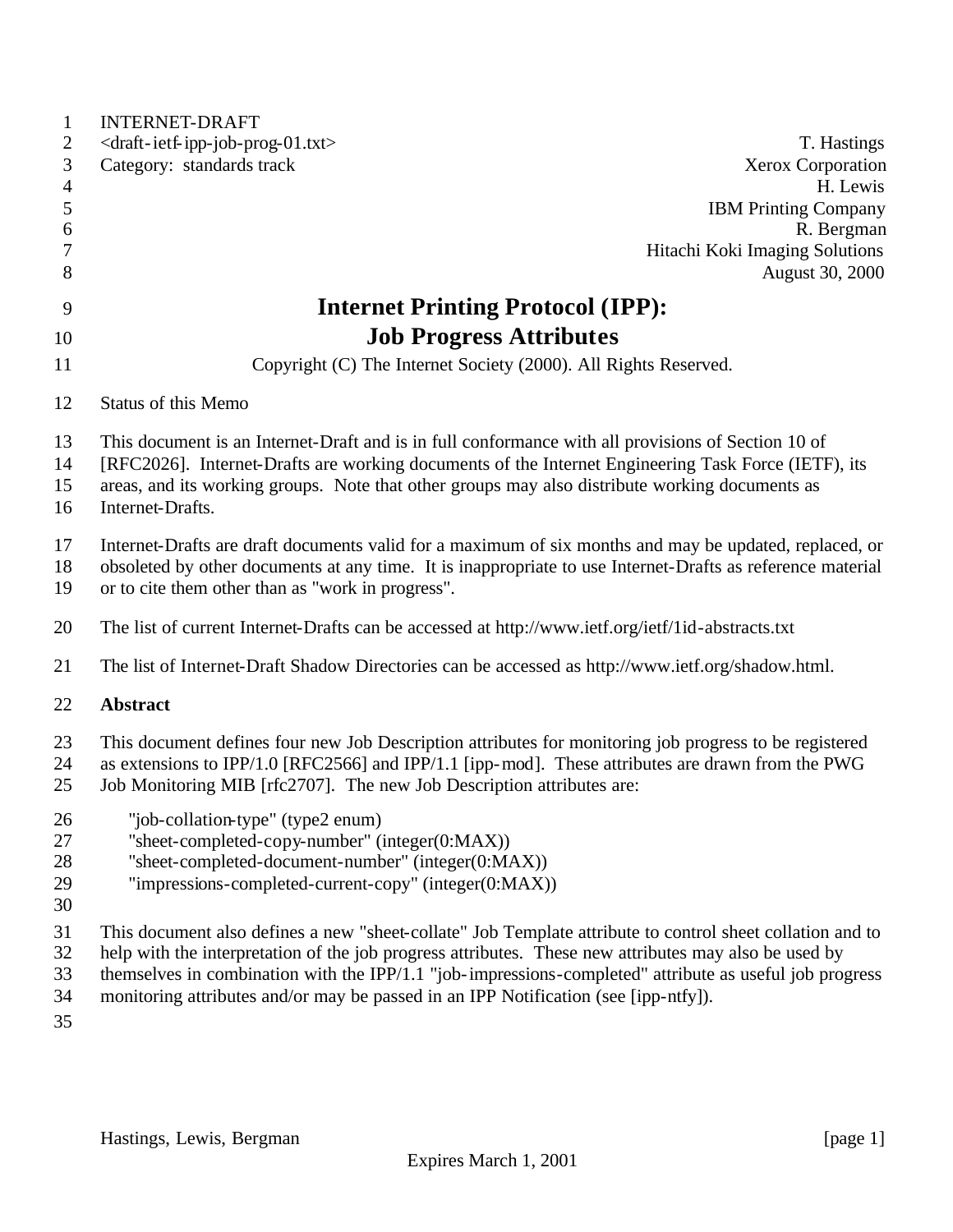INTERNET-DRAFT
<draft-ietf-ipp-job-prog-01.txt>
Category: standards track

T. Hastings
Xerox Corporation
H. Lewis
IBM Printing Company
R. Bergman
Hitachi Koki Imaging Solutions
August 30, 2000

# Internet Printing Protocol (IPP): Job Progress Attributes

Copyright (C) The Internet Society (2000). All Rights Reserved.

Status of this Memo

This document is an Internet-Draft and is in full conformance with all provisions of Section 10 of [RFC2026]. Internet-Drafts are working documents of the Internet Engineering Task Force (IETF), its areas, and its working groups. Note that other groups may also distribute working documents as Internet-Drafts.

Internet-Drafts are draft documents valid for a maximum of six months and may be updated, replaced, or obsoleted by other documents at any time. It is inappropriate to use Internet-Drafts as reference material or to cite them other than as "work in progress".

The list of current Internet-Drafts can be accessed at http://www.ietf.org/ietf/1id-abstracts.txt

The list of Internet-Draft Shadow Directories can be accessed as http://www.ietf.org/shadow.html.

**Abstract**

This document defines four new Job Description attributes for monitoring job progress to be registered as extensions to IPP/1.0 [RFC2566] and IPP/1.1 [ipp-mod]. These attributes are drawn from the PWG Job Monitoring MIB [rfc2707]. The new Job Description attributes are:

"job-collation-type" (type2 enum)
"sheet-completed-copy-number" (integer(0:MAX))
"sheet-completed-document-number" (integer(0:MAX))
"impressions-completed-current-copy" (integer(0:MAX))

This document also defines a new "sheet-collate" Job Template attribute to control sheet collation and to help with the interpretation of the job progress attributes. These new attributes may also be used by themselves in combination with the IPP/1.1 "job-impressions-completed" attribute as useful job progress monitoring attributes and/or may be passed in an IPP Notification (see [ipp-ntfy]).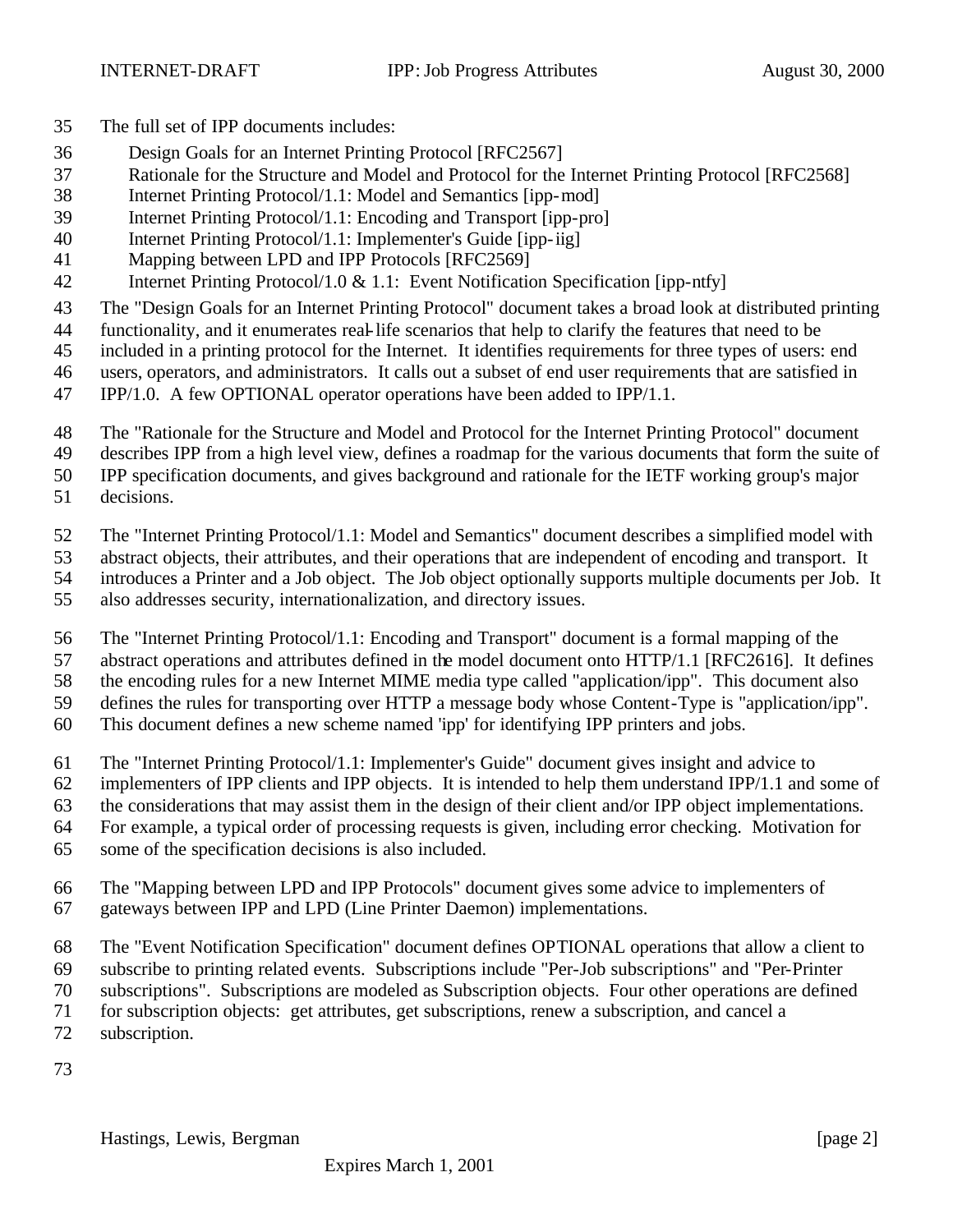The full set of IPP documents includes:

Design Goals for an Internet Printing Protocol [RFC2567]
Rationale for the Structure and Model and Protocol for the Internet Printing Protocol [RFC2568]
Internet Printing Protocol/1.1: Model and Semantics [ipp-mod]
Internet Printing Protocol/1.1: Encoding and Transport [ipp-pro]
Internet Printing Protocol/1.1: Implementer's Guide [ipp-iig]
Mapping between LPD and IPP Protocols [RFC2569]
Internet Printing Protocol/1.0 & 1.1: Event Notification Specification [ipp-ntfy]

The "Design Goals for an Internet Printing Protocol" document takes a broad look at distributed printing functionality, and it enumerates real-life scenarios that help to clarify the features that need to be included in a printing protocol for the Internet. It identifies requirements for three types of users: end users, operators, and administrators. It calls out a subset of end user requirements that are satisfied in IPP/1.0. A few OPTIONAL operator operations have been added to IPP/1.1.

The "Rationale for the Structure and Model and Protocol for the Internet Printing Protocol" document describes IPP from a high level view, defines a roadmap for the various documents that form the suite of IPP specification documents, and gives background and rationale for the IETF working group's major decisions.

The "Internet Printing Protocol/1.1: Model and Semantics" document describes a simplified model with abstract objects, their attributes, and their operations that are independent of encoding and transport. It introduces a Printer and a Job object. The Job object optionally supports multiple documents per Job. It also addresses security, internationalization, and directory issues.

The "Internet Printing Protocol/1.1: Encoding and Transport" document is a formal mapping of the abstract operations and attributes defined in the model document onto HTTP/1.1 [RFC2616]. It defines the encoding rules for a new Internet MIME media type called "application/ipp". This document also defines the rules for transporting over HTTP a message body whose Content-Type is "application/ipp". This document defines a new scheme named 'ipp' for identifying IPP printers and jobs.

The "Internet Printing Protocol/1.1: Implementer's Guide" document gives insight and advice to implementers of IPP clients and IPP objects. It is intended to help them understand IPP/1.1 and some of the considerations that may assist them in the design of their client and/or IPP object implementations. For example, a typical order of processing requests is given, including error checking. Motivation for some of the specification decisions is also included.

The "Mapping between LPD and IPP Protocols" document gives some advice to implementers of gateways between IPP and LPD (Line Printer Daemon) implementations.

The "Event Notification Specification" document defines OPTIONAL operations that allow a client to subscribe to printing related events. Subscriptions include "Per-Job subscriptions" and "Per-Printer subscriptions". Subscriptions are modeled as Subscription objects. Four other operations are defined for subscription objects: get attributes, get subscriptions, renew a subscription, and cancel a subscription.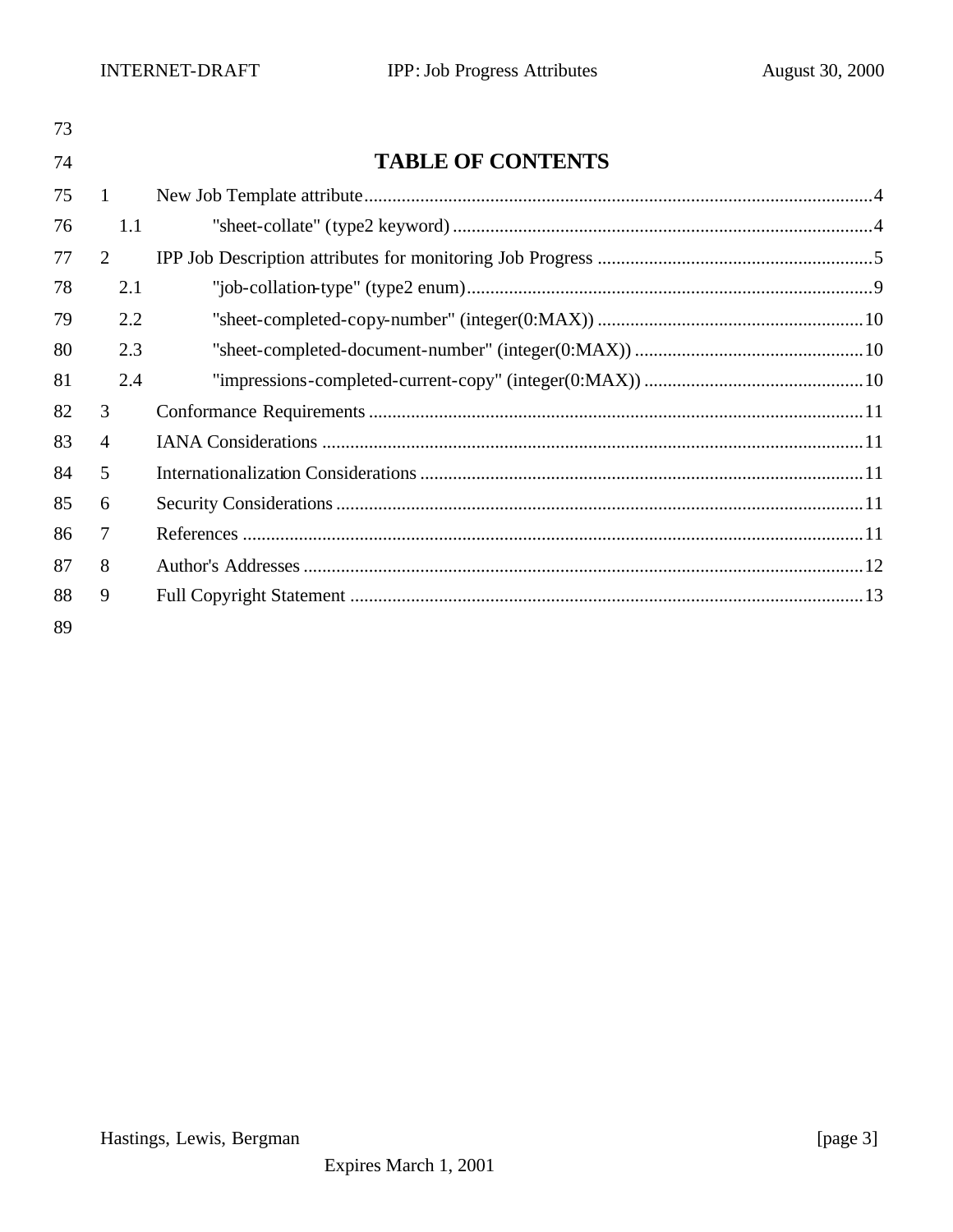# TABLE OF CONTENTS

1 New Job Template attribute ........................................ 4

  1.1 "sheet-collate" (type2 keyword) ........................................ 4

2 IPP Job Description attributes for monitoring Job Progress ........................................ 5

  2.1 "job-collation-type" (type2 enum) ........................................ 9

  2.2 "sheet-completed-copy-number" (integer(0:MAX)) ........................................ 10

  2.3 "sheet-completed-document-number" (integer(0:MAX)) ........................................ 10

  2.4 "impressions-completed-current-copy" (integer(0:MAX)) ........................................ 10

3 Conformance Requirements ........................................ 11

4 IANA Considerations ........................................ 11

5 Internationalization Considerations ........................................ 11

6 Security Considerations ........................................ 11

7 References ........................................ 11

8 Author's Addresses ........................................ 12

9 Full Copyright Statement ........................................ 13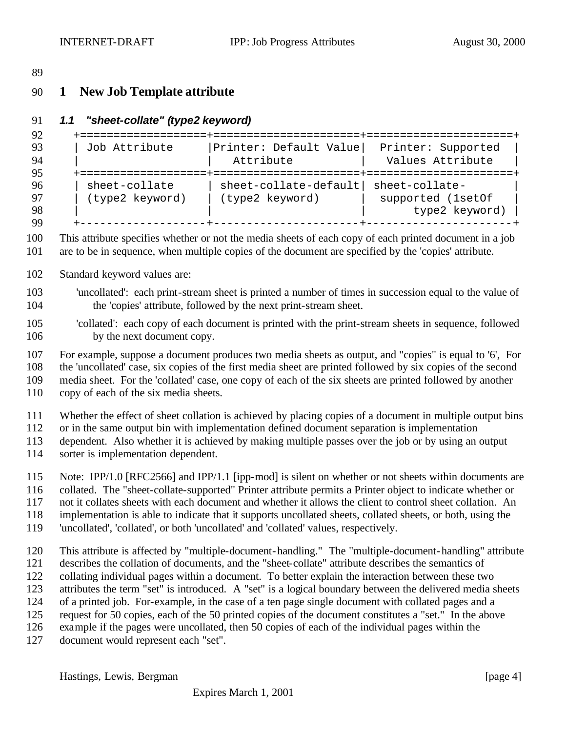# 1 New Job Template attribute

## 1.1 "sheet-collate" (type2 keyword)

| Job Attribute | Printer: Default Value Attribute | Printer: Supported Values Attribute |
|---|---|---|
| sheet-collate (type2 keyword) | sheet-collate-default (type2 keyword) | sheet-collate-supported (1setOf type2 keyword) |

This attribute specifies whether or not the media sheets of each copy of each printed document in a job are to be in sequence, when multiple copies of the document are specified by the 'copies' attribute.

Standard keyword values are:

'uncollated': each print-stream sheet is printed a number of times in succession equal to the value of the 'copies' attribute, followed by the next print-stream sheet.

'collated': each copy of each document is printed with the print-stream sheets in sequence, followed by the next document copy.

For example, suppose a document produces two media sheets as output, and "copies" is equal to '6', For the 'uncollated' case, six copies of the first media sheet are printed followed by six copies of the second media sheet. For the 'collated' case, one copy of each of the six sheets are printed followed by another copy of each of the six media sheets.

Whether the effect of sheet collation is achieved by placing copies of a document in multiple output bins or in the same output bin with implementation defined document separation is implementation dependent. Also whether it is achieved by making multiple passes over the job or by using an output sorter is implementation dependent.

Note: IPP/1.0 [RFC2566] and IPP/1.1 [ipp-mod] is silent on whether or not sheets within documents are collated. The "sheet-collate-supported" Printer attribute permits a Printer object to indicate whether or not it collates sheets with each document and whether it allows the client to control sheet collation. An implementation is able to indicate that it supports uncollated sheets, collated sheets, or both, using the 'uncollated', 'collated', or both 'uncollated' and 'collated' values, respectively.

This attribute is affected by "multiple-document-handling." The "multiple-document-handling" attribute describes the collation of documents, and the "sheet-collate" attribute describes the semantics of collating individual pages within a document. To better explain the interaction between these two attributes the term "set" is introduced. A "set" is a logical boundary between the delivered media sheets of a printed job. For-example, in the case of a ten page single document with collated pages and a request for 50 copies, each of the 50 printed copies of the document constitutes a "set." In the above example if the pages were uncollated, then 50 copies of each of the individual pages within the document would represent each "set".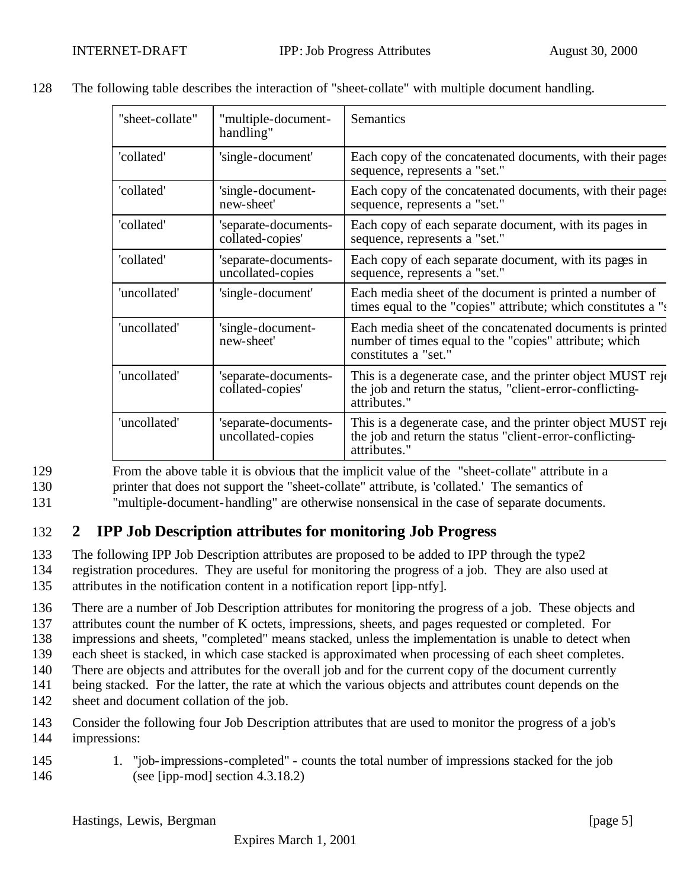The following table describes the interaction of "sheet-collate" with multiple document handling.

| "sheet-collate" | "multiple-document-handling" | Semantics |
|---|---|---|
| 'collated' | 'single-document' | Each copy of the concatenated documents, with their pages sequence, represents a "set." |
| 'collated' | 'single-document-new-sheet' | Each copy of the concatenated documents, with their pages sequence, represents a "set." |
| 'collated' | 'separate-documents-collated-copies' | Each copy of each separate document, with its pages in sequence, represents a "set." |
| 'collated' | 'separate-documents-uncollated-copies | Each copy of each separate document, with its pages in sequence, represents a "set." |
| 'uncollated' | 'single-document' | Each media sheet of the document is printed a number of times equal to the "copies" attribute; which constitutes a "s |
| 'uncollated' | 'single-document-new-sheet' | Each media sheet of the concatenated documents is printed number of times equal to the "copies" attribute; which constitutes a "set." |
| 'uncollated' | 'separate-documents-collated-copies' | This is a degenerate case, and the printer object MUST reje the job and return the status, "client-error-conflicting-attributes." |
| 'uncollated' | 'separate-documents-uncollated-copies | This is a degenerate case, and the printer object MUST reje the job and return the status "client-error-conflicting-attributes." |

From the above table it is obvious that the implicit value of the "sheet-collate" attribute in a printer that does not support the "sheet-collate" attribute, is 'collated.' The semantics of "multiple-document-handling" are otherwise nonsensical in the case of separate documents.

# 2 IPP Job Description attributes for monitoring Job Progress

The following IPP Job Description attributes are proposed to be added to IPP through the type2 registration procedures. They are useful for monitoring the progress of a job. They are also used at attributes in the notification content in a notification report [ipp-ntfy].

There are a number of Job Description attributes for monitoring the progress of a job. These objects and attributes count the number of K octets, impressions, sheets, and pages requested or completed. For impressions and sheets, "completed" means stacked, unless the implementation is unable to detect when each sheet is stacked, in which case stacked is approximated when processing of each sheet completes. There are objects and attributes for the overall job and for the current copy of the document currently being stacked. For the latter, the rate at which the various objects and attributes count depends on the sheet and document collation of the job.

Consider the following four Job Description attributes that are used to monitor the progress of a job's impressions:

1. "job-impressions-completed" - counts the total number of impressions stacked for the job (see [ipp-mod] section 4.3.18.2)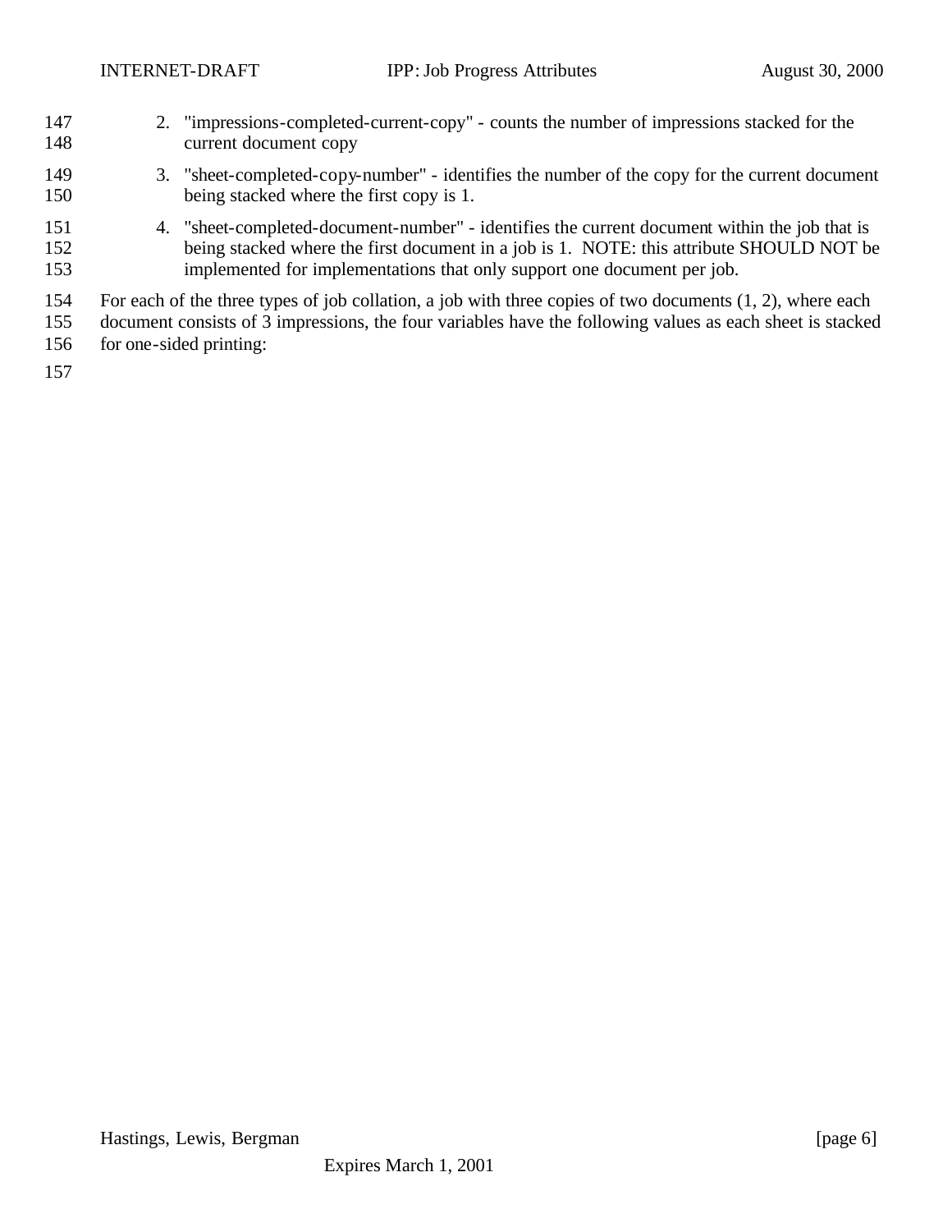2. "impressions-completed-current-copy" - counts the number of impressions stacked for the current document copy
3. "sheet-completed-copy-number" - identifies the number of the copy for the current document being stacked where the first copy is 1.
4. "sheet-completed-document-number" - identifies the current document within the job that is being stacked where the first document in a job is 1. NOTE: this attribute SHOULD NOT be implemented for implementations that only support one document per job.

For each of the three types of job collation, a job with three copies of two documents (1, 2), where each document consists of 3 impressions, the four variables have the following values as each sheet is stacked for one-sided printing: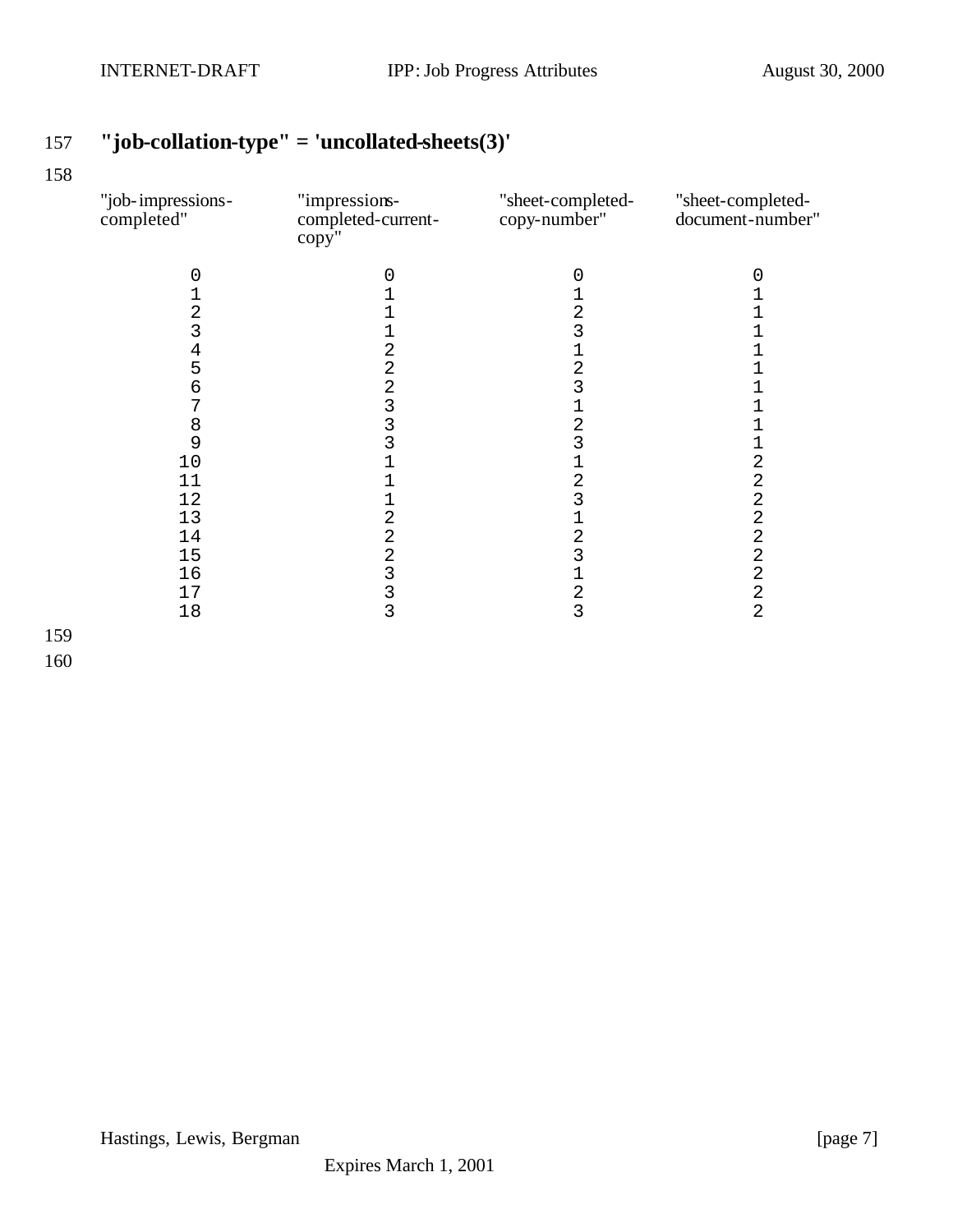## "job-collation-type" = 'uncollated-sheets(3)'

| "job-impressions-completed" | "impressions-completed-current-copy" | "sheet-completed-copy-number" | "sheet-completed-document-number" |
|---|---|---|---|
| 0 | 0 | 0 | 0 |
| 1 | 1 | 1 | 1 |
| 2 | 1 | 2 | 1 |
| 3 | 1 | 3 | 1 |
| 4 | 2 | 1 | 1 |
| 5 | 2 | 2 | 1 |
| 6 | 2 | 3 | 1 |
| 7 | 3 | 1 | 1 |
| 8 | 3 | 2 | 1 |
| 9 | 3 | 3 | 1 |
| 10 | 1 | 1 | 2 |
| 11 | 1 | 2 | 2 |
| 12 | 1 | 3 | 2 |
| 13 | 2 | 1 | 2 |
| 14 | 2 | 2 | 2 |
| 15 | 2 | 3 | 2 |
| 16 | 3 | 1 | 2 |
| 17 | 3 | 2 | 2 |
| 18 | 3 | 3 | 2 |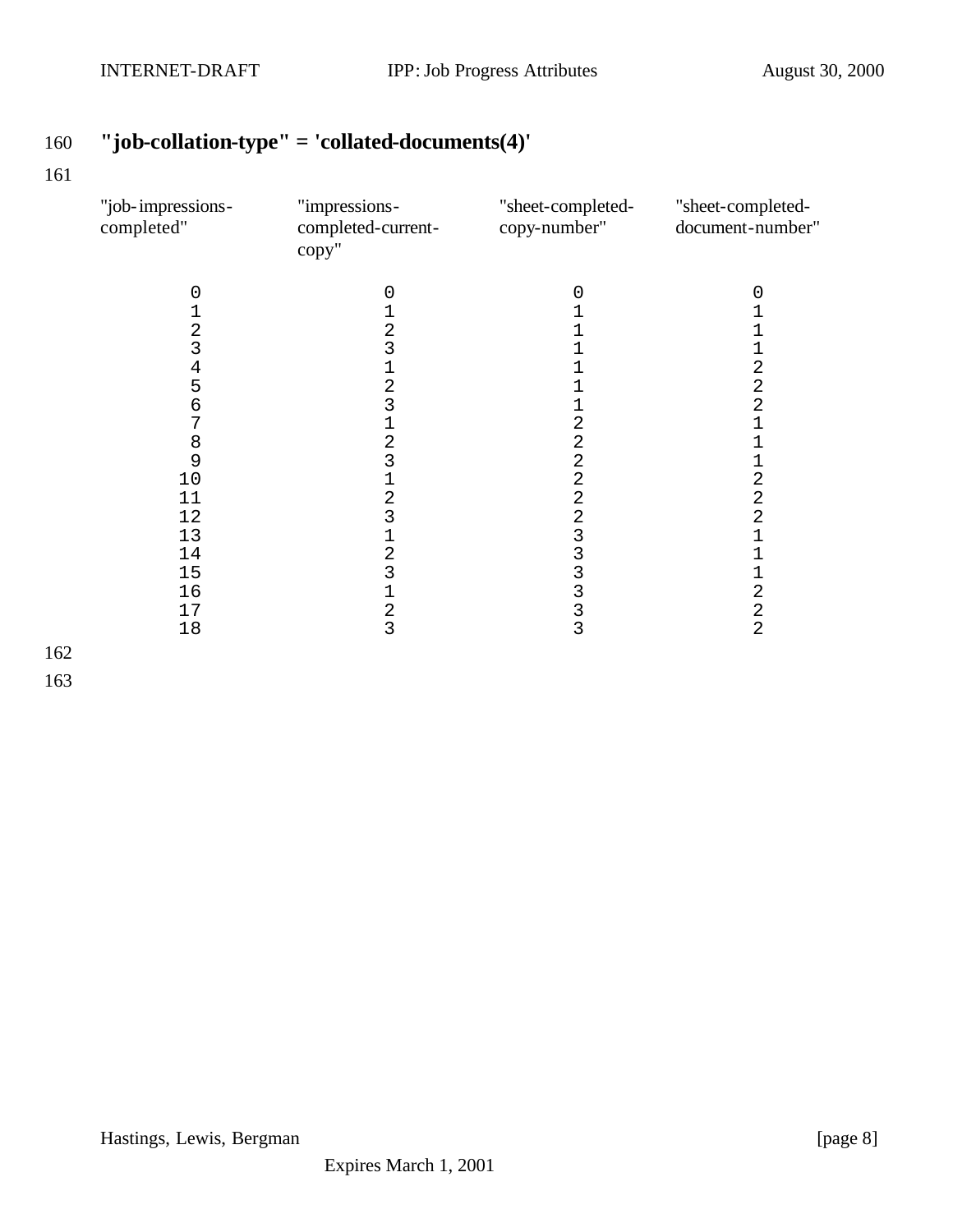**"job-collation-type" = 'collated-documents(4)'**

| "job-impressions-completed" | "impressions-completed-current-copy" | "sheet-completed-copy-number" | "sheet-completed-document-number" |
|---|---|---|---|
| 0 | 0 | 0 | 0 |
| 1 | 1 | 1 | 1 |
| 2 | 2 | 1 | 1 |
| 3 | 3 | 1 | 1 |
| 4 | 1 | 1 | 2 |
| 5 | 2 | 1 | 2 |
| 6 | 3 | 1 | 2 |
| 7 | 1 | 2 | 1 |
| 8 | 2 | 2 | 1 |
| 9 | 3 | 2 | 1 |
| 10 | 1 | 2 | 2 |
| 11 | 2 | 2 | 2 |
| 12 | 3 | 2 | 2 |
| 13 | 1 | 3 | 1 |
| 14 | 2 | 3 | 1 |
| 15 | 3 | 3 | 1 |
| 16 | 1 | 3 | 2 |
| 17 | 2 | 3 | 2 |
| 18 | 3 | 3 | 2 |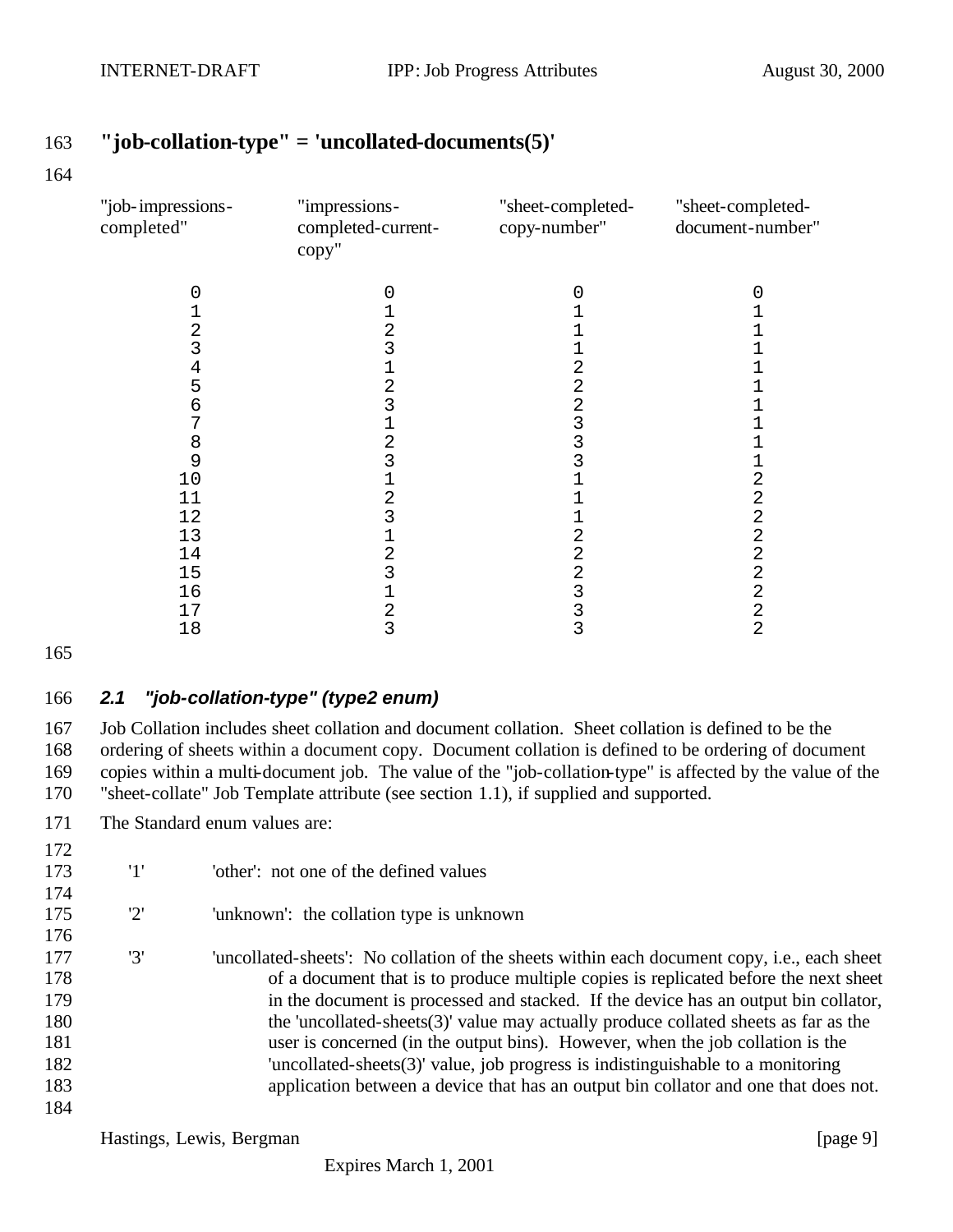**"job-collation-type" = 'uncollated-documents(5)'**

| "job-impressions-completed" | "impressions-completed-current-copy" | "sheet-completed-copy-number" | "sheet-completed-document-number" |
|---|---|---|---|
| 0 | 0 | 0 | 0 |
| 1 | 1 | 1 | 1 |
| 2 | 2 | 1 | 1 |
| 3 | 3 | 1 | 1 |
| 4 | 1 | 2 | 1 |
| 5 | 2 | 2 | 1 |
| 6 | 3 | 2 | 1 |
| 7 | 1 | 3 | 1 |
| 8 | 2 | 3 | 1 |
| 9 | 3 | 3 | 1 |
| 10 | 1 | 1 | 2 |
| 11 | 2 | 1 | 2 |
| 12 | 3 | 1 | 2 |
| 13 | 1 | 2 | 2 |
| 14 | 2 | 2 | 2 |
| 15 | 3 | 2 | 2 |
| 16 | 1 | 3 | 2 |
| 17 | 2 | 3 | 2 |
| 18 | 3 | 3 | 2 |

### *2.1 "job-collation-type" (type2 enum)*

Job Collation includes sheet collation and document collation. Sheet collation is defined to be the ordering of sheets within a document copy. Document collation is defined to be ordering of document copies within a multi-document job. The value of the "job-collation-type" is affected by the value of the "sheet-collate" Job Template attribute (see section 1.1), if supplied and supported.

The Standard enum values are:

'1' 'other': not one of the defined values

'2' 'unknown': the collation type is unknown

'3' 'uncollated-sheets': No collation of the sheets within each document copy, i.e., each sheet of a document that is to produce multiple copies is replicated before the next sheet in the document is processed and stacked. If the device has an output bin collator, the 'uncollated-sheets(3)' value may actually produce collated sheets as far as the user is concerned (in the output bins). However, when the job collation is the 'uncollated-sheets(3)' value, job progress is indistinguishable to a monitoring application between a device that has an output bin collator and one that does not.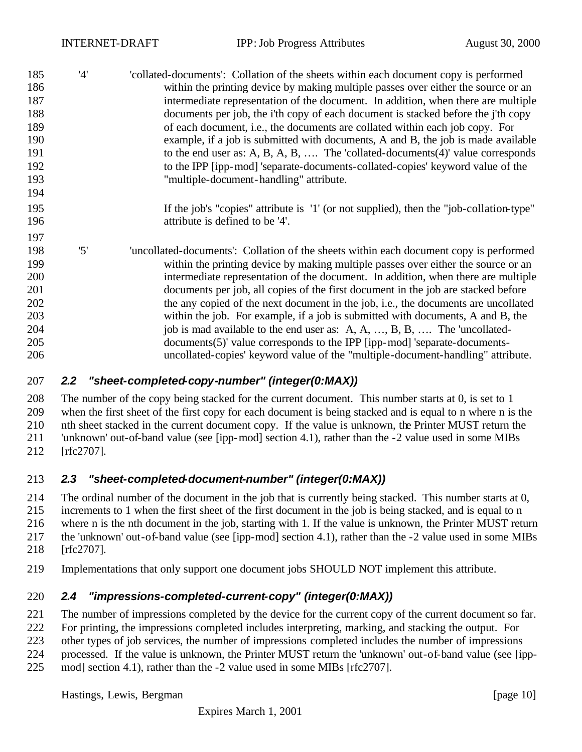'4' 'collated-documents': Collation of the sheets within each document copy is performed within the printing device by making multiple passes over either the source or an intermediate representation of the document. In addition, when there are multiple documents per job, the i'th copy of each document is stacked before the j'th copy of each document, i.e., the documents are collated within each job copy. For example, if a job is submitted with documents, A and B, the job is made available to the end user as: A, B, A, B, …. The 'collated-documents(4)' value corresponds to the IPP [ipp-mod] 'separate-documents-collated-copies' keyword value of the "multiple-document-handling" attribute.

If the job's "copies" attribute is '1' (or not supplied), then the "job-collation-type" attribute is defined to be '4'.

'5' 'uncollated-documents': Collation of the sheets within each document copy is performed within the printing device by making multiple passes over either the source or an intermediate representation of the document. In addition, when there are multiple documents per job, all copies of the first document in the job are stacked before the any copied of the next document in the job, i.e., the documents are uncollated within the job. For example, if a job is submitted with documents, A and B, the job is mad available to the end user as: A, A, …, B, B, …. The 'uncollated-documents(5)' value corresponds to the IPP [ipp-mod] 'separate-documents-uncollated-copies' keyword value of the "multiple-document-handling" attribute.

### *2.2 "sheet-completed-copy-number" (integer(0:MAX))*

The number of the copy being stacked for the current document. This number starts at 0, is set to 1 when the first sheet of the first copy for each document is being stacked and is equal to n where n is the nth sheet stacked in the current document copy. If the value is unknown, the Printer MUST return the 'unknown' out-of-band value (see [ipp-mod] section 4.1), rather than the -2 value used in some MIBs [rfc2707].

### *2.3 "sheet-completed-document-number" (integer(0:MAX))*

The ordinal number of the document in the job that is currently being stacked. This number starts at 0, increments to 1 when the first sheet of the first document in the job is being stacked, and is equal to n where n is the nth document in the job, starting with 1. If the value is unknown, the Printer MUST return the 'unknown' out-of-band value (see [ipp-mod] section 4.1), rather than the -2 value used in some MIBs [rfc2707].

Implementations that only support one document jobs SHOULD NOT implement this attribute.

### *2.4 "impressions-completed-current-copy" (integer(0:MAX))*

The number of impressions completed by the device for the current copy of the current document so far. For printing, the impressions completed includes interpreting, marking, and stacking the output. For other types of job services, the number of impressions completed includes the number of impressions processed. If the value is unknown, the Printer MUST return the 'unknown' out-of-band value (see [ipp-mod] section 4.1), rather than the -2 value used in some MIBs [rfc2707].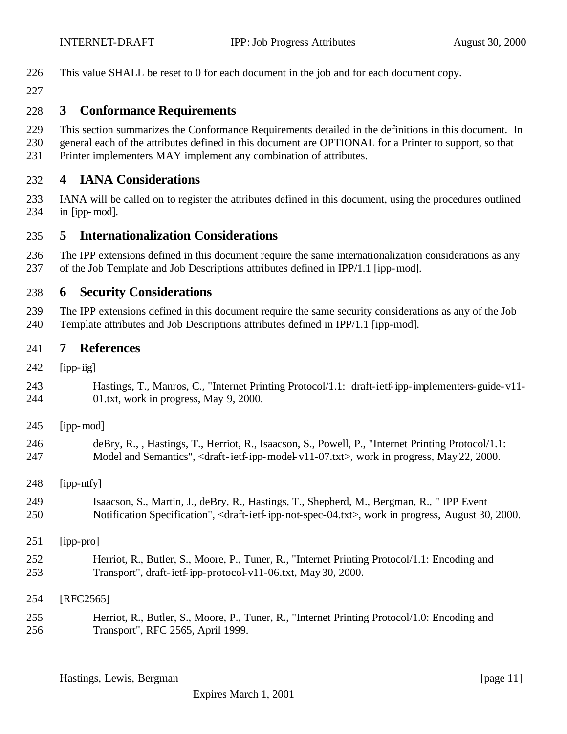This value SHALL be reset to 0 for each document in the job and for each document copy.

# 3 Conformance Requirements

This section summarizes the Conformance Requirements detailed in the definitions in this document. In general each of the attributes defined in this document are OPTIONAL for a Printer to support, so that Printer implementers MAY implement any combination of attributes.

# 4 IANA Considerations

IANA will be called on to register the attributes defined in this document, using the procedures outlined in [ipp-mod].

# 5 Internationalization Considerations

The IPP extensions defined in this document require the same internationalization considerations as any of the Job Template and Job Descriptions attributes defined in IPP/1.1 [ipp-mod].

# 6 Security Considerations

The IPP extensions defined in this document require the same security considerations as any of the Job Template attributes and Job Descriptions attributes defined in IPP/1.1 [ipp-mod].

# 7 References

[ipp-iig]

Hastings, T., Manros, C., "Internet Printing Protocol/1.1: draft-ietf-ipp-implementers-guide-v11-01.txt, work in progress, May 9, 2000.

[ipp-mod]

deBry, R., , Hastings, T., Herriot, R., Isaacson, S., Powell, P., "Internet Printing Protocol/1.1: Model and Semantics", <draft-ietf-ipp-model-v11-07.txt>, work in progress, May 22, 2000.

[ipp-ntfy]

Isaacson, S., Martin, J., deBry, R., Hastings, T., Shepherd, M., Bergman, R., " IPP Event Notification Specification", <draft-ietf-ipp-not-spec-04.txt>, work in progress, August 30, 2000.

[ipp-pro]

Herriot, R., Butler, S., Moore, P., Tuner, R., "Internet Printing Protocol/1.1: Encoding and Transport", draft-ietf-ipp-protocol-v11-06.txt, May 30, 2000.

[RFC2565]

Herriot, R., Butler, S., Moore, P., Tuner, R., "Internet Printing Protocol/1.0: Encoding and Transport", RFC 2565, April 1999.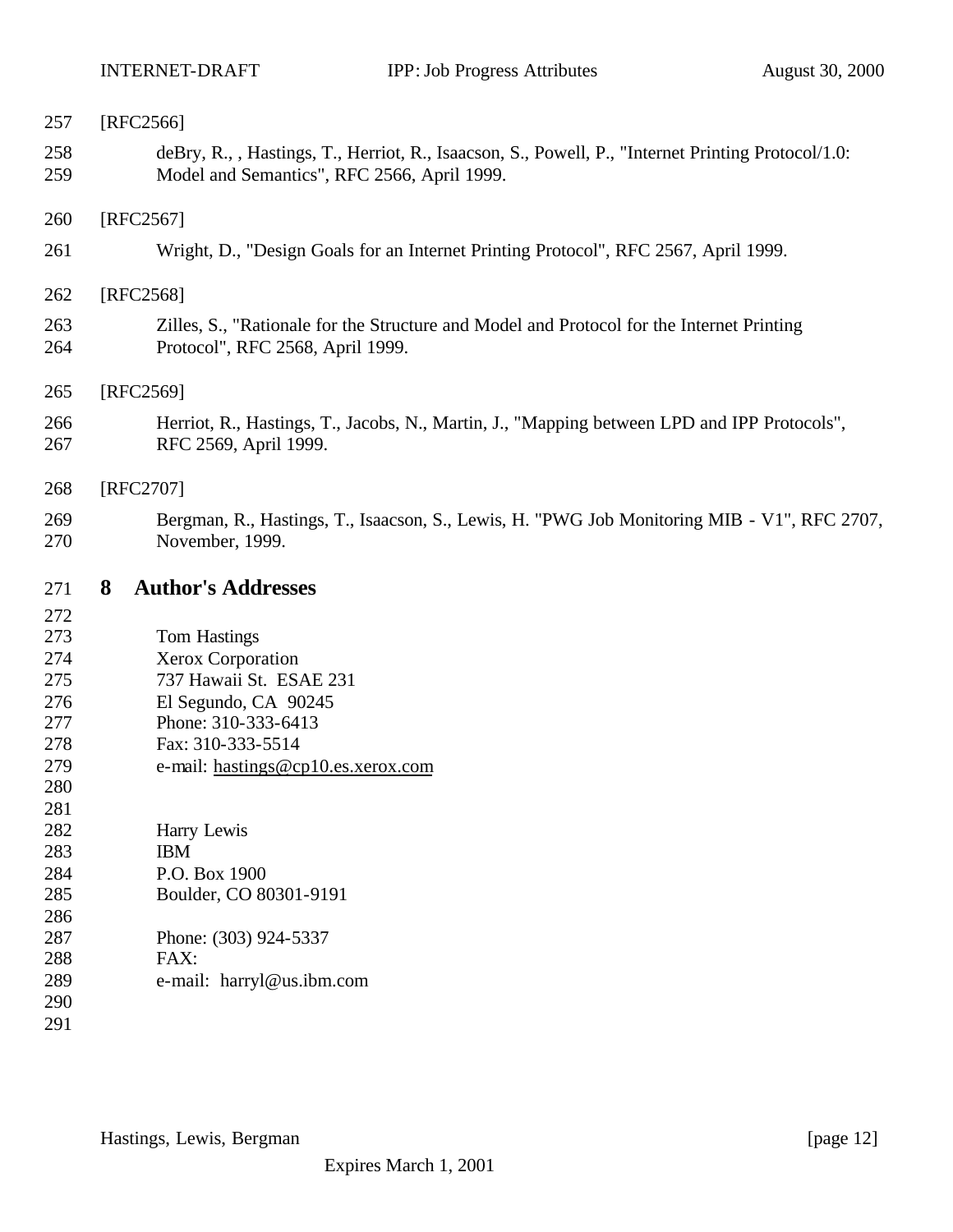[RFC2566]

deBry, R., , Hastings, T., Herriot, R., Isaacson, S., Powell, P., "Internet Printing Protocol/1.0: Model and Semantics", RFC 2566, April 1999.

[RFC2567]

Wright, D., "Design Goals for an Internet Printing Protocol", RFC 2567, April 1999.

[RFC2568]

Zilles, S., "Rationale for the Structure and Model and Protocol for the Internet Printing Protocol", RFC 2568, April 1999.

[RFC2569]

Herriot, R., Hastings, T., Jacobs, N., Martin, J., "Mapping between LPD and IPP Protocols", RFC 2569, April 1999.

[RFC2707]

Bergman, R., Hastings, T., Isaacson, S., Lewis, H. "PWG Job Monitoring MIB - V1", RFC 2707, November, 1999.

# 8 Author's Addresses

Tom Hastings
Xerox Corporation
737 Hawaii St. ESAE 231
El Segundo, CA 90245
Phone: 310-333-6413
Fax: 310-333-5514
e-mail: hastings@cp10.es.xerox.com

Harry Lewis
IBM
P.O. Box 1900
Boulder, CO 80301-9191

Phone: (303) 924-5337
FAX:
e-mail: harryl@us.ibm.com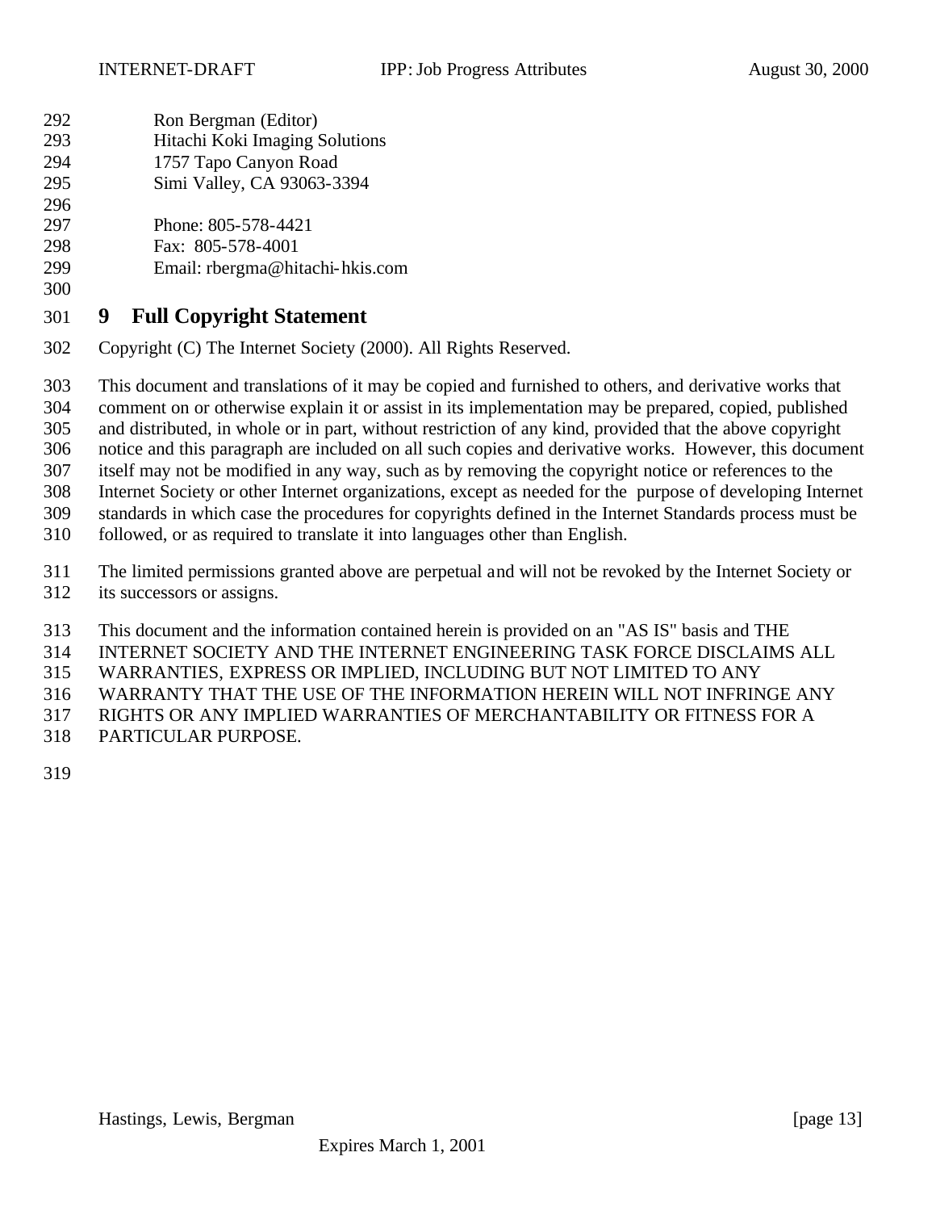Ron Bergman (Editor)
Hitachi Koki Imaging Solutions
1757 Tapo Canyon Road
Simi Valley, CA 93063-3394

Phone: 805-578-4421
Fax: 805-578-4001
Email: rbergma@hitachi-hkis.com

# 9 Full Copyright Statement

Copyright (C) The Internet Society (2000). All Rights Reserved.

This document and translations of it may be copied and furnished to others, and derivative works that comment on or otherwise explain it or assist in its implementation may be prepared, copied, published and distributed, in whole or in part, without restriction of any kind, provided that the above copyright notice and this paragraph are included on all such copies and derivative works. However, this document itself may not be modified in any way, such as by removing the copyright notice or references to the Internet Society or other Internet organizations, except as needed for the purpose of developing Internet standards in which case the procedures for copyrights defined in the Internet Standards process must be followed, or as required to translate it into languages other than English.

The limited permissions granted above are perpetual and will not be revoked by the Internet Society or its successors or assigns.

This document and the information contained herein is provided on an "AS IS" basis and THE INTERNET SOCIETY AND THE INTERNET ENGINEERING TASK FORCE DISCLAIMS ALL WARRANTIES, EXPRESS OR IMPLIED, INCLUDING BUT NOT LIMITED TO ANY WARRANTY THAT THE USE OF THE INFORMATION HEREIN WILL NOT INFRINGE ANY RIGHTS OR ANY IMPLIED WARRANTIES OF MERCHANTABILITY OR FITNESS FOR A PARTICULAR PURPOSE.